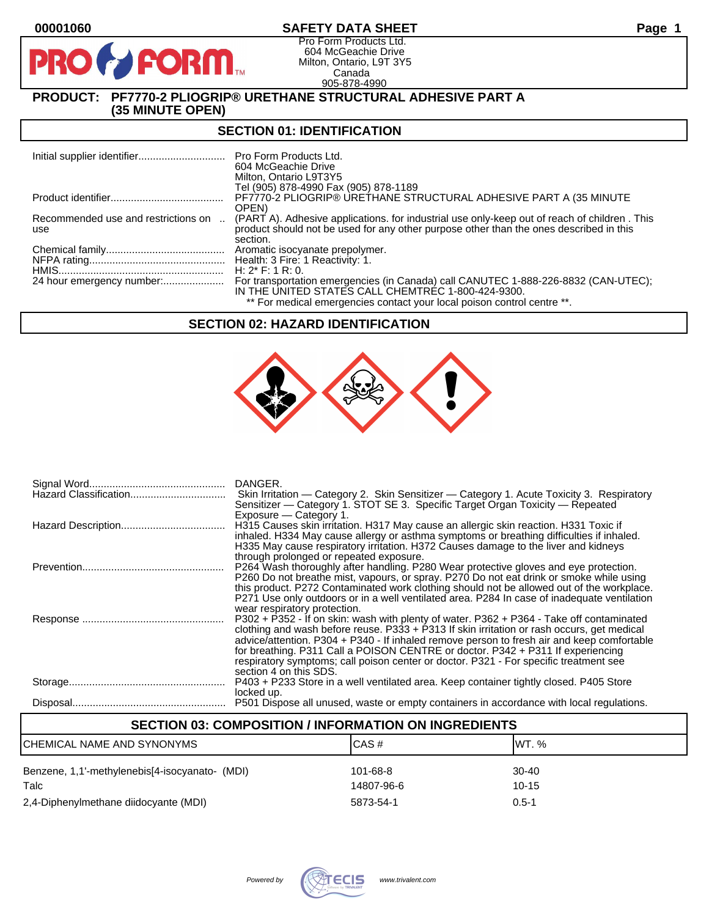00001060

# SAFETY DATA SHEET

Pro Form Products Ltd.
604 McGeachie Drive
Milton, Ontario, L9T 3Y5
Canada
905-878-4990

**PRODUCT: PF7770-2 PLIOGRIP® URETHANE STRUCTURAL ADHESIVE PART A (35 MINUTE OPEN)**

## SECTION 01: IDENTIFICATION

| | |
|---|---|
| Initial supplier identifier | Pro Form Products Ltd.<br>604 McGeachie Drive<br>Milton, Ontario L9T3Y5<br>Tel (905) 878-4990 Fax (905) 878-1189 |
| Product identifier | PF7770-2 PLIOGRIP® URETHANE STRUCTURAL ADHESIVE PART A (35 MINUTE OPEN) |
| Recommended use and restrictions on use | (PART A). Adhesive applications. for industrial use only-keep out of reach of children . This product should not be used for any other purpose other than the ones described in this section. |
| Chemical family | Aromatic isocyanate prepolymer. |
| NFPA rating | Health: 3 Fire: 1 Reactivity: 1. |
| HMIS | H: 2* F: 1 R: 0. |
| 24 hour emergency number: | For transportation emergencies (in Canada) call CANUTEC 1-888-226-8832 (CAN-UTEC); IN THE UNITED STATES CALL CHEMTREC 1-800-424-9300.<br>** For medical emergencies contact your local poison control centre **. |

## SECTION 02: HAZARD IDENTIFICATION

| | |
|---|---|
| Signal Word | DANGER. |
| Hazard Classification | Skin Irritation — Category 2. Skin Sensitizer — Category 1. Acute Toxicity 3. Respiratory Sensitizer — Category 1. STOT SE 3. Specific Target Organ Toxicity — Repeated Exposure — Category 1. |
| Hazard Description | H315 Causes skin irritation. H317 May cause an allergic skin reaction. H331 Toxic if inhaled. H334 May cause allergy or asthma symptoms or breathing difficulties if inhaled. H335 May cause respiratory irritation. H372 Causes damage to the liver and kidneys through prolonged or repeated exposure. |
| Prevention | P264 Wash thoroughly after handling. P280 Wear protective gloves and eye protection. P260 Do not breathe mist, vapours, or spray. P270 Do not eat drink or smoke while using this product. P272 Contaminated work clothing should not be allowed out of the workplace. P271 Use only outdoors or in a well ventilated area. P284 In case of inadequate ventilation wear respiratory protection. |
| Response | P302 + P352 - If on skin: wash with plenty of water. P362 + P364 - Take off contaminated clothing and wash before reuse. P333 + P313 If skin irritation or rash occurs, get medical advice/attention. P304 + P340 - If inhaled remove person to fresh air and keep comfortable for breathing. P311 Call a POISON CENTRE or doctor. P342 + P311 If experiencing respiratory symptoms; call poison center or doctor. P321 - For specific treatment see section 4 on this SDS. |
| Storage | P403 + P233 Store in a well ventilated area. Keep container tightly closed. P405 Store locked up. |
| Disposal | P501 Dispose all unused, waste or empty containers in accordance with local regulations. |

## SECTION 03: COMPOSITION / INFORMATION ON INGREDIENTS

| CHEMICAL NAME AND SYNONYMS | CAS # | WT. % |
|---|---|---|
| Benzene, 1,1'-methylenebis[4-isocyanato- (MDI) | 101-68-8 | 30-40 |
| Talc | 14807-96-6 | 10-15 |
| 2,4-Diphenylmethane diidocyante (MDI) | 5873-54-1 | 0.5-1 |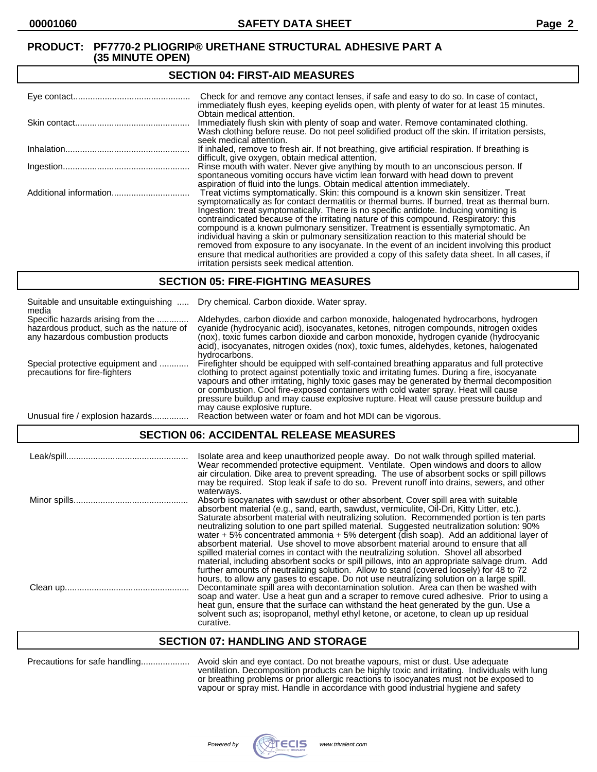**PRODUCT: PF7770-2 PLIOGRIP® URETHANE STRUCTURAL ADHESIVE PART A (35 MINUTE OPEN)**

## SECTION 04: FIRST-AID MEASURES

| | |
|---|---|
| Eye contact | Check for and remove any contact lenses, if safe and easy to do so. In case of contact, immediately flush eyes, keeping eyelids open, with plenty of water for at least 15 minutes. Obtain medical attention. |
| Skin contact | Immediately flush skin with plenty of soap and water. Remove contaminated clothing. Wash clothing before reuse. Do not peel solidified product off the skin. If irritation persists, seek medical attention. |
| Inhalation | If inhaled, remove to fresh air. If not breathing, give artificial respiration. If breathing is difficult, give oxygen, obtain medical attention. |
| Ingestion | Rinse mouth with water. Never give anything by mouth to an unconscious person. If spontaneous vomiting occurs have victim lean forward with head down to prevent aspiration of fluid into the lungs. Obtain medical attention immediately. |
| Additional information | Treat victims symptomatically. Skin: this compound is a known skin sensitizer. Treat symptomatically as for contact dermatitis or thermal burns. If burned, treat as thermal burn. Ingestion: treat symptomatically. There is no specific antidote. Inducing vomiting is contraindicated because of the irritating nature of this compound. Respiratory: this compound is a known pulmonary sensitizer. Treatment is essentially symptomatic. An individual having a skin or pulmonary sensitization reaction to this material should be removed from exposure to any isocyanate. In the event of an incident involving this product ensure that medical authorities are provided a copy of this safety data sheet. In all cases, if irritation persists seek medical attention. |

## SECTION 05: FIRE-FIGHTING MEASURES

| | |
|---|---|
| Suitable and unsuitable extinguishing media | Dry chemical. Carbon dioxide. Water spray. |
| Specific hazards arising from the hazardous product, such as the nature of any hazardous combustion products | Aldehydes, carbon dioxide and carbon monoxide, halogenated hydrocarbons, hydrogen cyanide (hydrocyanic acid), isocyanates, ketones, nitrogen compounds, nitrogen oxides (nox), toxic fumes carbon dioxide and carbon monoxide, hydrogen cyanide (hydrocyanic acid), isocyanates, nitrogen oxides (nox), toxic fumes, aldehydes, ketones, halogenated hydrocarbons. |
| Special protective equipment and precautions for fire-fighters | Firefighter should be equipped with self-contained breathing apparatus and full protective clothing to protect against potentially toxic and irritating fumes. During a fire, isocyanate vapours and other irritating, highly toxic gases may be generated by thermal decomposition or combustion. Cool fire-exposed containers with cold water spray. Heat will cause pressure buildup and may cause explosive rupture. Heat will cause pressure buildup and may cause explosive rupture. |
| Unusual fire / explosion hazards | Reaction between water or foam and hot MDI can be vigorous. |

## SECTION 06: ACCIDENTAL RELEASE MEASURES

| | |
|---|---|
| Leak/spill | Isolate area and keep unauthorized people away. Do not walk through spilled material. Wear recommended protective equipment. Ventilate. Open windows and doors to allow air circulation. Dike area to prevent spreading. The use of absorbent socks or spill pillows may be required. Stop leak if safe to do so. Prevent runoff into drains, sewers, and other waterways. |
| Minor spills | Absorb isocyanates with sawdust or other absorbent. Cover spill area with suitable absorbent material (e.g., sand, earth, sawdust, vermiculite, Oil-Dri, Kitty Litter, etc.). Saturate absorbent material with neutralizing solution. Recommended portion is ten parts neutralizing solution to one part spilled material. Suggested neutralization solution: 90% water + 5% concentrated ammonia + 5% detergent (dish soap). Add an additional layer of absorbent material. Use shovel to move absorbent material around to ensure that all spilled material comes in contact with the neutralizing solution. Shovel all absorbed material, including absorbent socks or spill pillows, into an appropriate salvage drum. Add further amounts of neutralizing solution. Allow to stand (covered loosely) for 48 to 72 hours, to allow any gases to escape. Do not use neutralizing solution on a large spill. |
| Clean up | Decontaminate spill area with decontamination solution. Area can then be washed with soap and water. Use a heat gun and a scraper to remove cured adhesive. Prior to using a heat gun, ensure that the surface can withstand the heat generated by the gun. Use a solvent such as; isopropanol, methyl ethyl ketone, or acetone, to clean up up residual curative. |

## SECTION 07: HANDLING AND STORAGE

| | |
|---|---|
| Precautions for safe handling | Avoid skin and eye contact. Do not breathe vapours, mist or dust. Use adequate ventilation. Decomposition products can be highly toxic and irritating. Individuals with lung or breathing problems or prior allergic reactions to isocyanates must not be exposed to vapour or spray mist. Handle in accordance with good industrial hygiene and safety |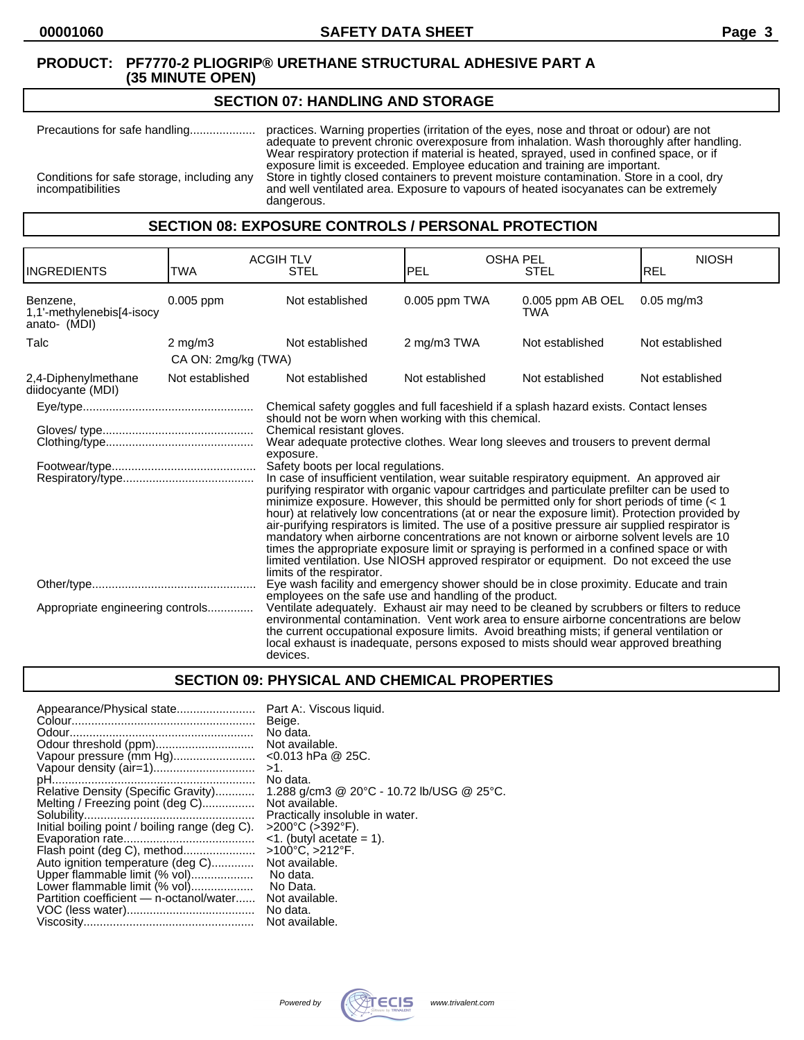**PRODUCT: PF7770-2 PLIOGRIP® URETHANE STRUCTURAL ADHESIVE PART A (35 MINUTE OPEN)**

## SECTION 07: HANDLING AND STORAGE

Precautions for safe handling.................... practices. Warning properties (irritation of the eyes, nose and throat or odour) are not adequate to prevent chronic overexposure from inhalation. Wash thoroughly after handling. Wear respiratory protection if material is heated, sprayed, used in confined space, or if exposure limit is exceeded. Employee education and training are important.

Conditions for safe storage, including any incompatibilities: Store in tightly closed containers to prevent moisture contamination. Store in a cool, dry and well ventilated area. Exposure to vapours of heated isocyanates can be extremely dangerous.

## SECTION 08: EXPOSURE CONTROLS / PERSONAL PROTECTION

| INGREDIENTS | ACGIH TLV TWA | ACGIH TLV STEL | OSHA PEL PEL | OSHA PEL STEL | NIOSH REL |
|---|---|---|---|---|---|
| Benzene, 1,1'-methylenebis[4-isocyanato- (MDI) | 0.005 ppm | Not established | 0.005 ppm TWA | 0.005 ppm AB OEL TWA | 0.05 mg/m3 |
| Talc | 2 mg/m3<br>CA ON: 2mg/kg (TWA) | Not established | 2 mg/m3 TWA | Not established | Not established |
| 2,4-Diphenylmethane diidocyante (MDI) | Not established | Not established | Not established | Not established | Not established |

Eye/type.................................................... Chemical safety goggles and full faceshield if a splash hazard exists. Contact lenses should not be worn when working with this chemical.

Gloves/ type............................................. Chemical resistant gloves.

Clothing/type............................................ Wear adequate protective clothes. Wear long sleeves and trousers to prevent dermal exposure.

Footwear/type........................................... Safety boots per local regulations.

Respiratory/type....................................... In case of insufficient ventilation, wear suitable respiratory equipment. An approved air purifying respirator with organic vapour cartridges and particulate prefilter can be used to minimize exposure. However, this should be permitted only for short periods of time (< 1 hour) at relatively low concentrations (at or near the exposure limit). Protection provided by air-purifying respirators is limited. The use of a positive pressure air supplied respirator is mandatory when airborne concentrations are not known or airborne solvent levels are 10 times the appropriate exposure limit or spraying is performed in a confined space or with limited ventilation. Use NIOSH approved respirator or equipment. Do not exceed the use limits of the respirator.

Other/type................................................. Eye wash facility and emergency shower should be in close proximity. Educate and train employees on the safe use and handling of the product.

Appropriate engineering controls............. Ventilate adequately. Exhaust air may need to be cleaned by scrubbers or filters to reduce environmental contamination. Vent work area to ensure airborne concentrations are below the current occupational exposure limits. Avoid breathing mists; if general ventilation or local exhaust is inadequate, persons exposed to mists should wear approved breathing devices.

## SECTION 09: PHYSICAL AND CHEMICAL PROPERTIES

| Property | Value |
|---|---|
| Appearance/Physical state | Part A:. Viscous liquid. |
| Colour | Beige. |
| Odour | No data. |
| Odour threshold (ppm) | Not available. |
| Vapour pressure (mm Hg) | <0.013 hPa @ 25C. |
| Vapour density (air=1) | >1. |
| pH | No data. |
| Relative Density (Specific Gravity) | 1.288 g/cm3 @ 20°C - 10.72 lb/USG @ 25°C. |
| Melting / Freezing point (deg C) | Not available. |
| Solubility | Practically insoluble in water. |
| Initial boiling point / boiling range (deg C). | >200°C (>392°F). |
| Evaporation rate | <1. (butyl acetate = 1). |
| Flash point (deg C), method | >100°C, >212°F. |
| Auto ignition temperature (deg C) | Not available. |
| Upper flammable limit (% vol) | No data. |
| Lower flammable limit (% vol) | No Data. |
| Partition coefficient — n-octanol/water | Not available. |
| VOC (less water) | No data. |
| Viscosity | Not available. |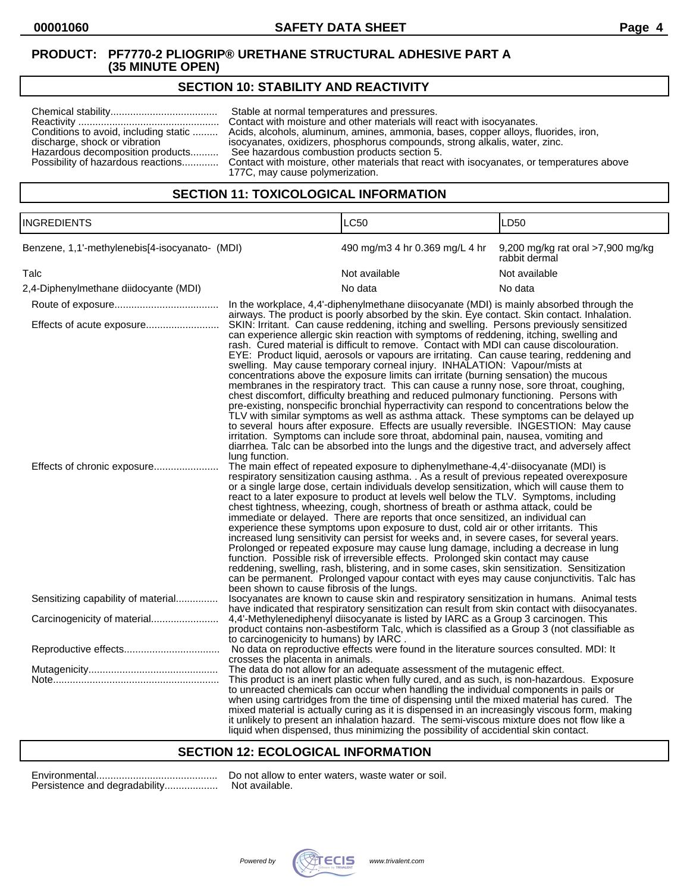**PRODUCT: PF7770-2 PLIOGRIP® URETHANE STRUCTURAL ADHESIVE PART A (35 MINUTE OPEN)**

## SECTION 10: STABILITY AND REACTIVITY

Chemical stability...................................... Stable at normal temperatures and pressures.
Reactivity .................................................. Contact with moisture and other materials will react with isocyanates.
Conditions to avoid, including static discharge, shock or vibration ......... Acids, alcohols, aluminum, amines, ammonia, bases, copper alloys, fluorides, iron, isocyanates, oxidizers, phosphorus compounds, strong alkalis, water, zinc.
Hazardous decomposition products.......... See hazardous combustion products section 5.
Possibility of hazardous reactions............. Contact with moisture, other materials that react with isocyanates, or temperatures above 177C, may cause polymerization.

## SECTION 11: TOXICOLOGICAL INFORMATION

| INGREDIENTS | LC50 | LD50 |
|---|---|---|
| Benzene, 1,1'-methylenebis[4-isocyanato- (MDI) | 490 mg/m3 4 hr 0.369 mg/L 4 hr | 9,200 mg/kg rat oral >7,900 mg/kg rabbit dermal |
| Talc | Not available | Not available |
| 2,4-Diphenylmethane diidocyante (MDI) | No data | No data |

Route of exposure..................................... In the workplace, 4,4'-diphenylmethane diisocyanate (MDI) is mainly absorbed through the airways. The product is poorly absorbed by the skin. Eye contact. Skin contact. Inhalation.

Effects of acute exposure.......................... SKIN: Irritant. Can cause reddening, itching and swelling. Persons previously sensitized can experience allergic skin reaction with symptoms of reddening, itching, swelling and rash. Cured material is difficult to remove. Contact with MDI can cause discolouration. EYE: Product liquid, aerosols or vapours are irritating. Can cause tearing, reddening and swelling. May cause temporary corneal injury. INHALATION: Vapour/mists at concentrations above the exposure limits can irritate (burning sensation) the mucous membranes in the respiratory tract. This can cause a runny nose, sore throat, coughing, chest discomfort, difficulty breathing and reduced pulmonary functioning. Persons with pre-existing, nonspecific bronchial hyperreactivity can respond to concentrations below the TLV with similar symptoms as well as asthma attack. These symptoms can be delayed up to several hours after exposure. Effects are usually reversible. INGESTION: May cause irritation. Symptoms can include sore throat, abdominal pain, nausea, vomiting and diarrhea. Talc can be absorbed into the lungs and the digestive tract, and adversely affect lung function.

Effects of chronic exposure....................... The main effect of repeated exposure to diphenylmethane-4,4'-diisocyanate (MDI) is respiratory sensitization causing asthma. . As a result of previous repeated overexposure or a single large dose, certain individuals develop sensitization, which will cause them to react to a later exposure to product at levels well below the TLV. Symptoms, including chest tightness, wheezing, cough, shortness of breath or asthma attack, could be immediate or delayed. There are reports that once sensitized, an individual can experience these symptoms upon exposure to dust, cold air or other irritants. This increased lung sensitivity can persist for weeks and, in severe cases, for several years. Prolonged or repeated exposure may cause lung damage, including a decrease in lung function. Possible risk of irreversible effects. Prolonged skin contact may cause reddening, swelling, rash, blistering, and in some cases, skin sensitization. Sensitization can be permanent. Prolonged vapour contact with eyes may cause conjunctivitis. Talc has been shown to cause fibrosis of the lungs.

Sensitizing capability of material............... Isocyanates are known to cause skin and respiratory sensitization in humans. Animal tests have indicated that respiratory sensitization can result from skin contact with diisocyanates.

Carcinogenicity of material........................ 4,4'-Methylenediphenyl diisocyanate is listed by IARC as a Group 3 carcinogen. This product contains non-asbestiform Talc, which is classified as a Group 3 (not classifiable as to carcinogenicity to humans) by IARC .

Reproductive effects................................. No data on reproductive effects were found in the literature sources consulted. MDI: It crosses the placenta in animals.

Mutagenicity.............................................. The data do not allow for an adequate assessment of the mutagenic effect.

Note........................................................... This product is an inert plastic when fully cured, and as such, is non-hazardous. Exposure to unreacted chemicals can occur when handling the individual components in pails or when using cartridges from the time of dispensing until the mixed material has cured. The mixed material is actually curing as it is dispensed in an increasingly viscous form, making it unlikely to present an inhalation hazard. The semi-viscous mixture does not flow like a liquid when dispensed, thus minimizing the possibility of accidental skin contact.

## SECTION 12: ECOLOGICAL INFORMATION

Environmental........................................... Do not allow to enter waters, waste water or soil.
Persistence and degradability................... Not available.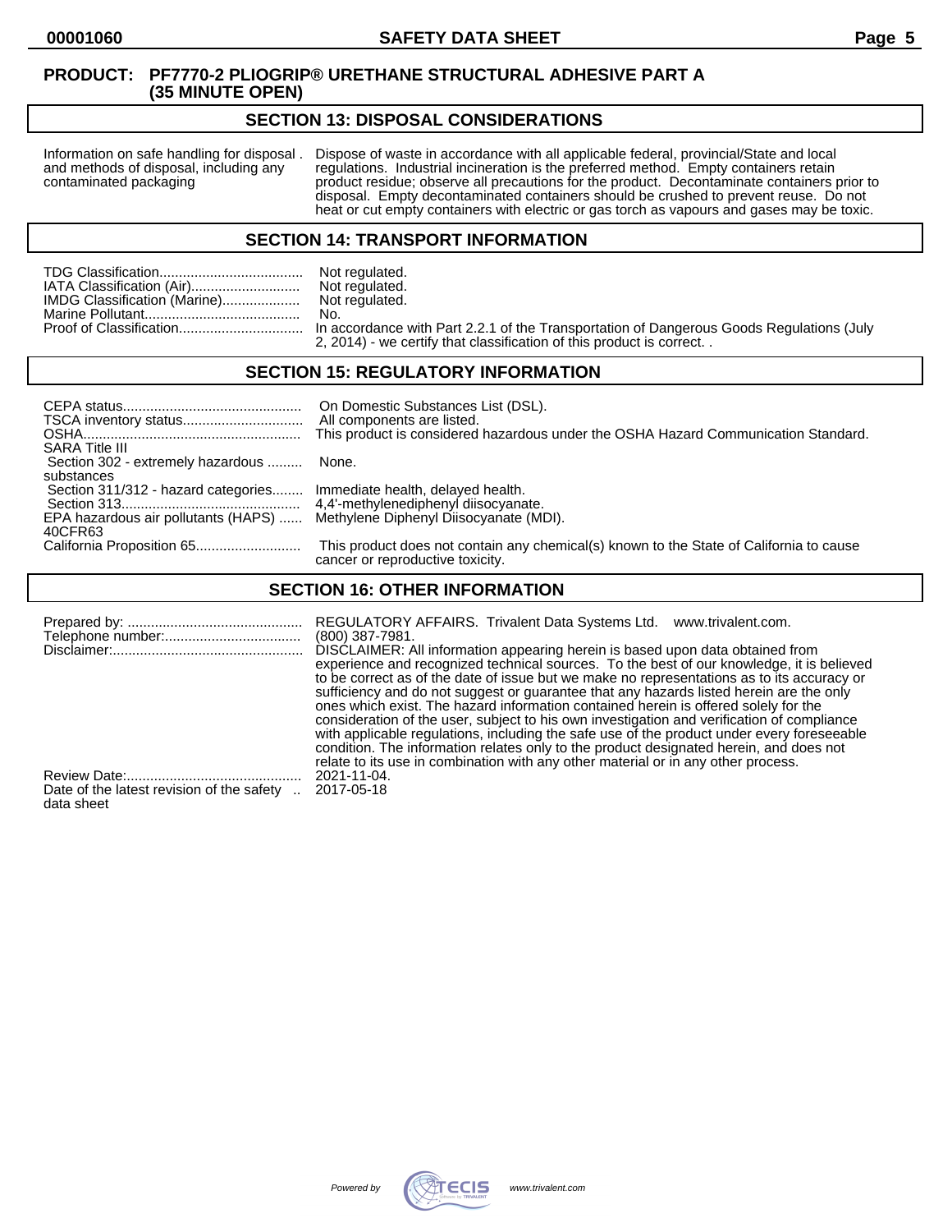**PRODUCT: PF7770-2 PLIOGRIP® URETHANE STRUCTURAL ADHESIVE PART A (35 MINUTE OPEN)**

## SECTION 13: DISPOSAL CONSIDERATIONS

| | |
|---|---|
| Information on safe handling for disposal and methods of disposal, including any contaminated packaging | Dispose of waste in accordance with all applicable federal, provincial/State and local regulations. Industrial incineration is the preferred method. Empty containers retain product residue; observe all precautions for the product. Decontaminate containers prior to disposal. Empty decontaminated containers should be crushed to prevent reuse. Do not heat or cut empty containers with electric or gas torch as vapours and gases may be toxic. |

## SECTION 14: TRANSPORT INFORMATION

| | |
|---|---|
| TDG Classification | Not regulated. |
| IATA Classification (Air) | Not regulated. |
| IMDG Classification (Marine) | Not regulated. |
| Marine Pollutant | No. |
| Proof of Classification | In accordance with Part 2.2.1 of the Transportation of Dangerous Goods Regulations (July 2, 2014) - we certify that classification of this product is correct. . |

## SECTION 15: REGULATORY INFORMATION

| | |
|---|---|
| CEPA status | On Domestic Substances List (DSL). |
| TSCA inventory status | All components are listed. |
| OSHA | This product is considered hazardous under the OSHA Hazard Communication Standard. |
| SARA Title III | |
| Section 302 - extremely hazardous substances | None. |
| Section 311/312 - hazard categories | Immediate health, delayed health. |
| Section 313 | 4,4'-methylenediphenyl diisocyanate. |
| EPA hazardous air pollutants (HAPS) 40CFR63 | Methylene Diphenyl Diisocyanate (MDI). |
| California Proposition 65 | This product does not contain any chemical(s) known to the State of California to cause cancer or reproductive toxicity. |

## SECTION 16: OTHER INFORMATION

| | |
|---|---|
| Prepared by: | REGULATORY AFFAIRS. Trivalent Data Systems Ltd. www.trivalent.com. |
| Telephone number: | (800) 387-7981. |
| Disclaimer: | DISCLAIMER: All information appearing herein is based upon data obtained from experience and recognized technical sources. To the best of our knowledge, it is believed to be correct as of the date of issue but we make no representations as to its accuracy or sufficiency and do not suggest or guarantee that any hazards listed herein are the only ones which exist. The hazard information contained herein is offered solely for the consideration of the user, subject to his own investigation and verification of compliance with applicable regulations, including the safe use of the product under every foreseeable condition. The information relates only to the product designated herein, and does not relate to its use in combination with any other material or in any other process. |
| Review Date: | 2021-11-04. |
| Date of the latest revision of the safety data sheet | 2017-05-18 |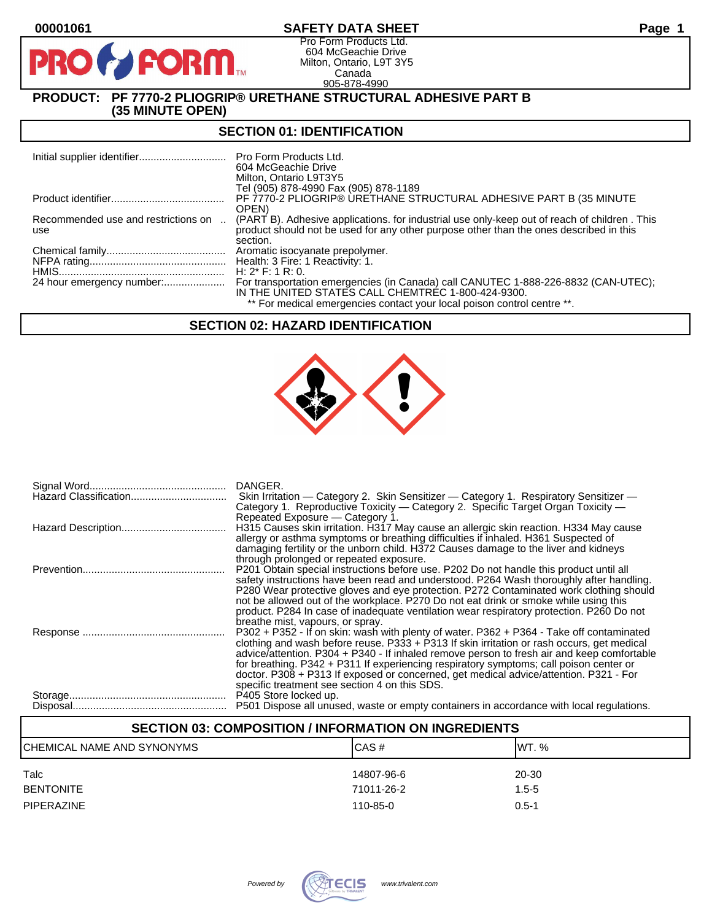00001061

# SAFETY DATA SHEET

Pro Form Products Ltd.
604 McGeachie Drive
Milton, Ontario, L9T 3Y5
Canada
905-878-4990

**PRODUCT: PF 7770-2 PLIOGRIP® URETHANE STRUCTURAL ADHESIVE PART B (35 MINUTE OPEN)**

## SECTION 01: IDENTIFICATION

| | |
|---|---|
| Initial supplier identifier | Pro Form Products Ltd. 604 McGeachie Drive Milton, Ontario L9T3Y5 Tel (905) 878-4990 Fax (905) 878-1189 |
| Product identifier | PF 7770-2 PLIOGRIP® URETHANE STRUCTURAL ADHESIVE PART B (35 MINUTE OPEN) |
| Recommended use and restrictions on use | (PART B). Adhesive applications. for industrial use only-keep out of reach of children . This product should not be used for any other purpose other than the ones described in this section. |
| Chemical family | Aromatic isocyanate prepolymer. |
| NFPA rating | Health: 3 Fire: 1 Reactivity: 1. |
| HMIS | H: 2* F: 1 R: 0. |
| 24 hour emergency number: | For transportation emergencies (in Canada) call CANUTEC 1-888-226-8832 (CAN-UTEC); IN THE UNITED STATES CALL CHEMTREC 1-800-424-9300. ** For medical emergencies contact your local poison control centre **. |

## SECTION 02: HAZARD IDENTIFICATION

| | |
|---|---|
| Signal Word | DANGER. |
| Hazard Classification | Skin Irritation — Category 2. Skin Sensitizer — Category 1. Respiratory Sensitizer — Category 1. Reproductive Toxicity — Category 2. Specific Target Organ Toxicity — Repeated Exposure — Category 1. |
| Hazard Description | H315 Causes skin irritation. H317 May cause an allergic skin reaction. H334 May cause allergy or asthma symptoms or breathing difficulties if inhaled. H361 Suspected of damaging fertility or the unborn child. H372 Causes damage to the liver and kidneys through prolonged or repeated exposure. |
| Prevention | P201 Obtain special instructions before use. P202 Do not handle this product until all safety instructions have been read and understood. P264 Wash thoroughly after handling. P280 Wear protective gloves and eye protection. P272 Contaminated work clothing should not be allowed out of the workplace. P270 Do not eat drink or smoke while using this product. P284 In case of inadequate ventilation wear respiratory protection. P260 Do not breathe mist, vapours, or spray. |
| Response | P302 + P352 - If on skin: wash with plenty of water. P362 + P364 - Take off contaminated clothing and wash before reuse. P333 + P313 If skin irritation or rash occurs, get medical advice/attention. P304 + P340 - If inhaled remove person to fresh air and keep comfortable for breathing. P342 + P311 If experiencing respiratory symptoms; call poison center or doctor. P308 + P313 If exposed or concerned, get medical advice/attention. P321 - For specific treatment see section 4 on this SDS. |
| Storage | P405 Store locked up. |
| Disposal | P501 Dispose all unused, waste or empty containers in accordance with local regulations. |

## SECTION 03: COMPOSITION / INFORMATION ON INGREDIENTS

| CHEMICAL NAME AND SYNONYMS | CAS # | WT. % |
|---|---|---|
| Talc | 14807-96-6 | 20-30 |
| BENTONITE | 71011-26-2 | 1.5-5 |
| PIPERAZINE | 110-85-0 | 0.5-1 |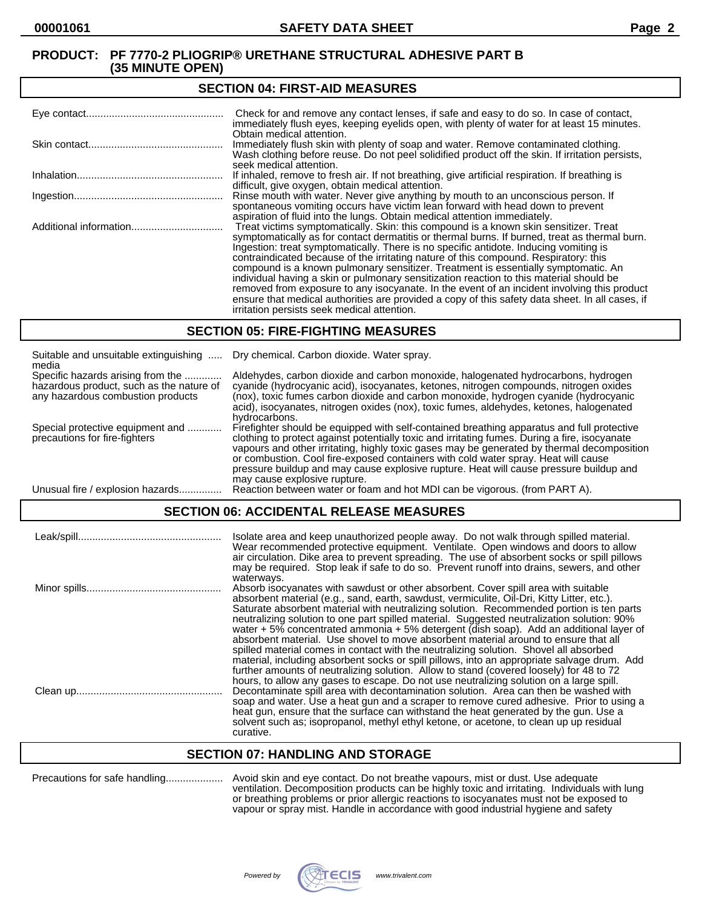**PRODUCT: PF 7770-2 PLIOGRIP® URETHANE STRUCTURAL ADHESIVE PART B (35 MINUTE OPEN)**

## SECTION 04: FIRST-AID MEASURES

| | |
|---|---|
| Eye contact | Check for and remove any contact lenses, if safe and easy to do so. In case of contact, immediately flush eyes, keeping eyelids open, with plenty of water for at least 15 minutes. Obtain medical attention. |
| Skin contact | Immediately flush skin with plenty of soap and water. Remove contaminated clothing. Wash clothing before reuse. Do not peel solidified product off the skin. If irritation persists, seek medical attention. |
| Inhalation | If inhaled, remove to fresh air. If not breathing, give artificial respiration. If breathing is difficult, give oxygen, obtain medical attention. |
| Ingestion | Rinse mouth with water. Never give anything by mouth to an unconscious person. If spontaneous vomiting occurs have victim lean forward with head down to prevent aspiration of fluid into the lungs. Obtain medical attention immediately. |
| Additional information | Treat victims symptomatically. Skin: this compound is a known skin sensitizer. Treat symptomatically as for contact dermatitis or thermal burns. If burned, treat as thermal burn. Ingestion: treat symptomatically. There is no specific antidote. Inducing vomiting is contraindicated because of the irritating nature of this compound. Respiratory: this compound is a known pulmonary sensitizer. Treatment is essentially symptomatic. An individual having a skin or pulmonary sensitization reaction to this material should be removed from exposure to any isocyanate. In the event of an incident involving this product ensure that medical authorities are provided a copy of this safety data sheet. In all cases, if irritation persists seek medical attention. |

## SECTION 05: FIRE-FIGHTING MEASURES

| | |
|---|---|
| Suitable and unsuitable extinguishing media | Dry chemical. Carbon dioxide. Water spray. |
| Specific hazards arising from the hazardous product, such as the nature of any hazardous combustion products | Aldehydes, carbon dioxide and carbon monoxide, halogenated hydrocarbons, hydrogen cyanide (hydrocyanic acid), isocyanates, ketones, nitrogen compounds, nitrogen oxides (nox), toxic fumes carbon dioxide and carbon monoxide, hydrogen cyanide (hydrocyanic acid), isocyanates, nitrogen oxides (nox), toxic fumes, aldehydes, ketones, halogenated hydrocarbons. |
| Special protective equipment and precautions for fire-fighters | Firefighter should be equipped with self-contained breathing apparatus and full protective clothing to protect against potentially toxic and irritating fumes. During a fire, isocyanate vapours and other irritating, highly toxic gases may be generated by thermal decomposition or combustion. Cool fire-exposed containers with cold water spray. Heat will cause pressure buildup and may cause explosive rupture. Heat will cause pressure buildup and may cause explosive rupture. |
| Unusual fire / explosion hazards | Reaction between water or foam and hot MDI can be vigorous. (from PART A). |

## SECTION 06: ACCIDENTAL RELEASE MEASURES

| | |
|---|---|
| Leak/spill | Isolate area and keep unauthorized people away. Do not walk through spilled material. Wear recommended protective equipment. Ventilate. Open windows and doors to allow air circulation. Dike area to prevent spreading. The use of absorbent socks or spill pillows may be required. Stop leak if safe to do so. Prevent runoff into drains, sewers, and other waterways. |
| Minor spills | Absorb isocyanates with sawdust or other absorbent. Cover spill area with suitable absorbent material (e.g., sand, earth, sawdust, vermiculite, Oil-Dri, Kitty Litter, etc.). Saturate absorbent material with neutralizing solution. Recommended portion is ten parts neutralizing solution to one part spilled material. Suggested neutralization solution: 90% water + 5% concentrated ammonia + 5% detergent (dish soap). Add an additional layer of absorbent material. Use shovel to move absorbent material around to ensure that all spilled material comes in contact with the neutralizing solution. Shovel all absorbed material, including absorbent socks or spill pillows, into an appropriate salvage drum. Add further amounts of neutralizing solution. Allow to stand (covered loosely) for 48 to 72 hours, to allow any gases to escape. Do not use neutralizing solution on a large spill. |
| Clean up | Decontaminate spill area with decontamination solution. Area can then be washed with soap and water. Use a heat gun and a scraper to remove cured adhesive. Prior to using a heat gun, ensure that the surface can withstand the heat generated by the gun. Use a solvent such as; isopropanol, methyl ethyl ketone, or acetone, to clean up up residual curative. |

## SECTION 07: HANDLING AND STORAGE

| | |
|---|---|
| Precautions for safe handling | Avoid skin and eye contact. Do not breathe vapours, mist or dust. Use adequate ventilation. Decomposition products can be highly toxic and irritating. Individuals with lung or breathing problems or prior allergic reactions to isocyanates must not be exposed to vapour or spray mist. Handle in accordance with good industrial hygiene and safety |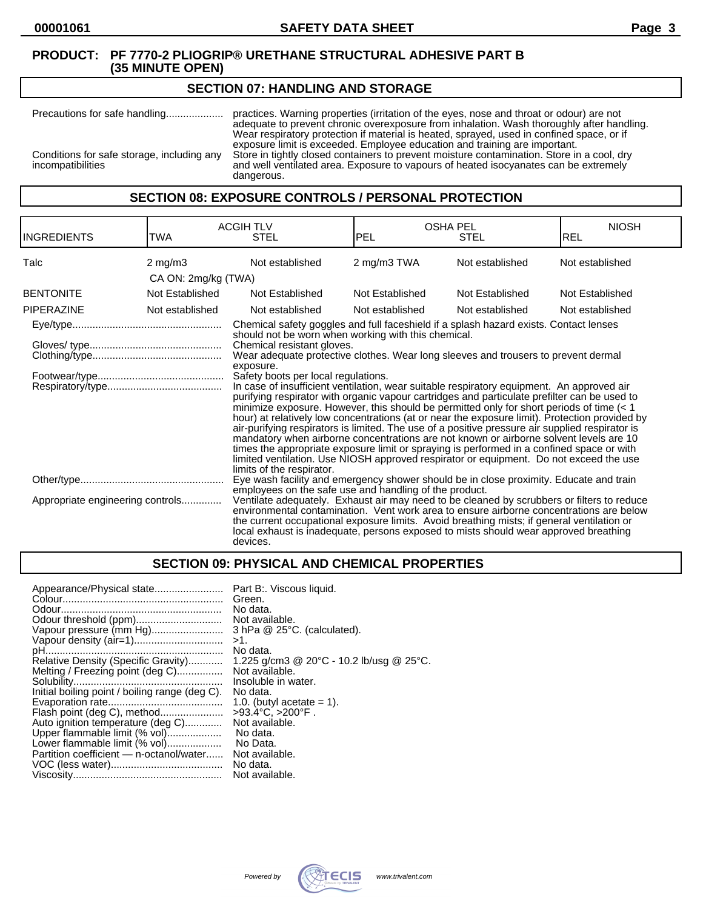**PRODUCT: PF 7770-2 PLIOGRIP® URETHANE STRUCTURAL ADHESIVE PART B (35 MINUTE OPEN)**

## SECTION 07: HANDLING AND STORAGE

| | |
|---|---|
| Precautions for safe handling | practices. Warning properties (irritation of the eyes, nose and throat or odour) are not adequate to prevent chronic overexposure from inhalation. Wash thoroughly after handling. Wear respiratory protection if material is heated, sprayed, used in confined space, or if exposure limit is exceeded. Employee education and training are important. |
| Conditions for safe storage, including any incompatibilities | Store in tightly closed containers to prevent moisture contamination. Store in a cool, dry and well ventilated area. Exposure to vapours of heated isocyanates can be extremely dangerous. |

## SECTION 08: EXPOSURE CONTROLS / PERSONAL PROTECTION

| INGREDIENTS | ACGIH TLV TWA | ACGIH TLV STEL | OSHA PEL PEL | OSHA PEL STEL | NIOSH REL |
|---|---|---|---|---|---|
| Talc | 2 mg/m3<br>CA ON: 2mg/kg (TWA) | Not established | 2 mg/m3 TWA | Not established | Not established |
| BENTONITE | Not Established | Not Established | Not Established | Not Established | Not Established |
| PIPERAZINE | Not established | Not established | Not established | Not established | Not established |

| | |
|---|---|
| Eye/type | Chemical safety goggles and full faceshield if a splash hazard exists. Contact lenses should not be worn when working with this chemical. |
| Gloves/ type | Chemical resistant gloves. |
| Clothing/type | Wear adequate protective clothes. Wear long sleeves and trousers to prevent dermal exposure. |
| Footwear/type | Safety boots per local regulations. |
| Respiratory/type | In case of insufficient ventilation, wear suitable respiratory equipment. An approved air purifying respirator with organic vapour cartridges and particulate prefilter can be used to minimize exposure. However, this should be permitted only for short periods of time (< 1 hour) at relatively low concentrations (at or near the exposure limit). Protection provided by air-purifying respirators is limited. The use of a positive pressure air supplied respirator is mandatory when airborne concentrations are not known or airborne solvent levels are 10 times the appropriate exposure limit or spraying is performed in a confined space or with limited ventilation. Use NIOSH approved respirator or equipment. Do not exceed the use limits of the respirator. |
| Other/type | Eye wash facility and emergency shower should be in close proximity. Educate and train employees on the safe use and handling of the product. |
| Appropriate engineering controls | Ventilate adequately. Exhaust air may need to be cleaned by scrubbers or filters to reduce environmental contamination. Vent work area to ensure airborne concentrations are below the current occupational exposure limits. Avoid breathing mists; if general ventilation or local exhaust is inadequate, persons exposed to mists should wear approved breathing devices. |

## SECTION 09: PHYSICAL AND CHEMICAL PROPERTIES

| | |
|---|---|
| Appearance/Physical state | Part B:. Viscous liquid. |
| Colour | Green. |
| Odour | No data. |
| Odour threshold (ppm) | Not available. |
| Vapour pressure (mm Hg) | 3 hPa @ 25°C. (calculated). |
| Vapour density (air=1) | >1. |
| pH | No data. |
| Relative Density (Specific Gravity) | 1.225 g/cm3 @ 20°C - 10.2 lb/usg @ 25°C. |
| Melting / Freezing point (deg C) | Not available. |
| Solubility | Insoluble in water. |
| Initial boiling point / boiling range (deg C). | No data. |
| Evaporation rate | 1.0. (butyl acetate = 1). |
| Flash point (deg C), method | >93.4°C, >200°F . |
| Auto ignition temperature (deg C) | Not available. |
| Upper flammable limit (% vol) | No data. |
| Lower flammable limit (% vol) | No Data. |
| Partition coefficient — n-octanol/water | Not available. |
| VOC (less water) | No data. |
| Viscosity | Not available. |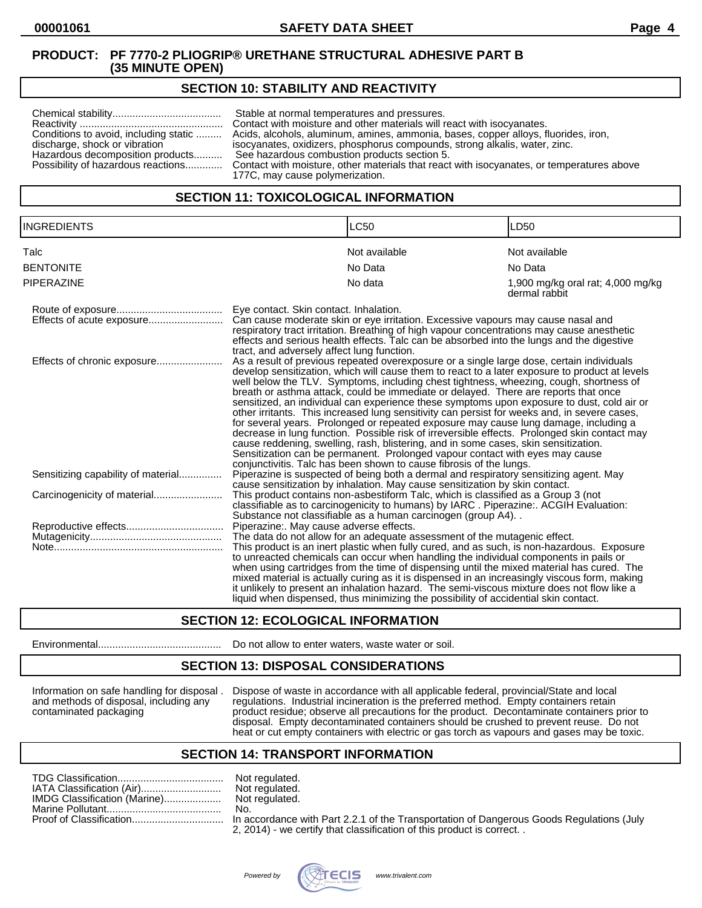**PRODUCT: PF 7770-2 PLIOGRIP® URETHANE STRUCTURAL ADHESIVE PART B (35 MINUTE OPEN)**

## SECTION 10: STABILITY AND REACTIVITY

| | |
|---|---|
| Chemical stability | Stable at normal temperatures and pressures. |
| Reactivity | Contact with moisture and other materials will react with isocyanates. |
| Conditions to avoid, including static discharge, shock or vibration | Acids, alcohols, aluminum, amines, ammonia, bases, copper alloys, fluorides, iron, isocyanates, oxidizers, phosphorus compounds, strong alkalis, water, zinc. |
| Hazardous decomposition products | See hazardous combustion products section 5. |
| Possibility of hazardous reactions | Contact with moisture, other materials that react with isocyanates, or temperatures above 177C, may cause polymerization. |

## SECTION 11: TOXICOLOGICAL INFORMATION

| INGREDIENTS | LC50 | LD50 |
|---|---|---|
| Talc | Not available | Not available |
| BENTONITE | No Data | No Data |
| PIPERAZINE | No data | 1,900 mg/kg oral rat; 4,000 mg/kg dermal rabbit |

| | |
|---|---|
| Route of exposure | Eye contact. Skin contact. Inhalation. |
| Effects of acute exposure | Can cause moderate skin or eye irritation. Excessive vapours may cause nasal and respiratory tract irritation. Breathing of high vapour concentrations may cause anesthetic effects and serious health effects. Talc can be absorbed into the lungs and the digestive tract, and adversely affect lung function. |
| Effects of chronic exposure | As a result of previous repeated overexposure or a single large dose, certain individuals develop sensitization, which will cause them to react to a later exposure to product at levels well below the TLV. Symptoms, including chest tightness, wheezing, cough, shortness of breath or asthma attack, could be immediate or delayed. There are reports that once sensitized, an individual can experience these symptoms upon exposure to dust, cold air or other irritants. This increased lung sensitivity can persist for weeks and, in severe cases, for several years. Prolonged or repeated exposure may cause lung damage, including a decrease in lung function. Possible risk of irreversible effects. Prolonged skin contact may cause reddening, swelling, rash, blistering, and in some cases, skin sensitization. Sensitization can be permanent. Prolonged vapour contact with eyes may cause conjunctivitis. Talc has been shown to cause fibrosis of the lungs. |
| Sensitizing capability of material | Piperazine is suspected of being both a dermal and respiratory sensitizing agent. May cause sensitization by inhalation. May cause sensitization by skin contact. |
| Carcinogenicity of material | This product contains non-asbestiform Talc, which is classified as a Group 3 (not classifiable as to carcinogenicity to humans) by IARC . Piperazine:. ACGIH Evaluation: Substance not classifiable as a human carcinogen (group A4). . |
| Reproductive effects | Piperazine:. May cause adverse effects. |
| Mutagenicity | The data do not allow for an adequate assessment of the mutagenic effect. |
| Note | This product is an inert plastic when fully cured, and as such, is non-hazardous. Exposure to unreacted chemicals can occur when handling the individual components in pails or when using cartridges from the time of dispensing until the mixed material has cured. The mixed material is actually curing as it is dispensed in an increasingly viscous form, making it unlikely to present an inhalation hazard. The semi-viscous mixture does not flow like a liquid when dispensed, thus minimizing the possibility of accidental skin contact. |

## SECTION 12: ECOLOGICAL INFORMATION

| | |
|---|---|
| Environmental | Do not allow to enter waters, waste water or soil. |

## SECTION 13: DISPOSAL CONSIDERATIONS

| | |
|---|---|
| Information on safe handling for disposal and methods of disposal, including any contaminated packaging | Dispose of waste in accordance with all applicable federal, provincial/State and local regulations. Industrial incineration is the preferred method. Empty containers retain product residue; observe all precautions for the product. Decontaminate containers prior to disposal. Empty decontaminated containers should be crushed to prevent reuse. Do not heat or cut empty containers with electric or gas torch as vapours and gases may be toxic. |

## SECTION 14: TRANSPORT INFORMATION

| | |
|---|---|
| TDG Classification | Not regulated. |
| IATA Classification (Air) | Not regulated. |
| IMDG Classification (Marine) | Not regulated. |
| Marine Pollutant | No. |
| Proof of Classification | In accordance with Part 2.2.1 of the Transportation of Dangerous Goods Regulations (July 2, 2014) - we certify that classification of this product is correct. . |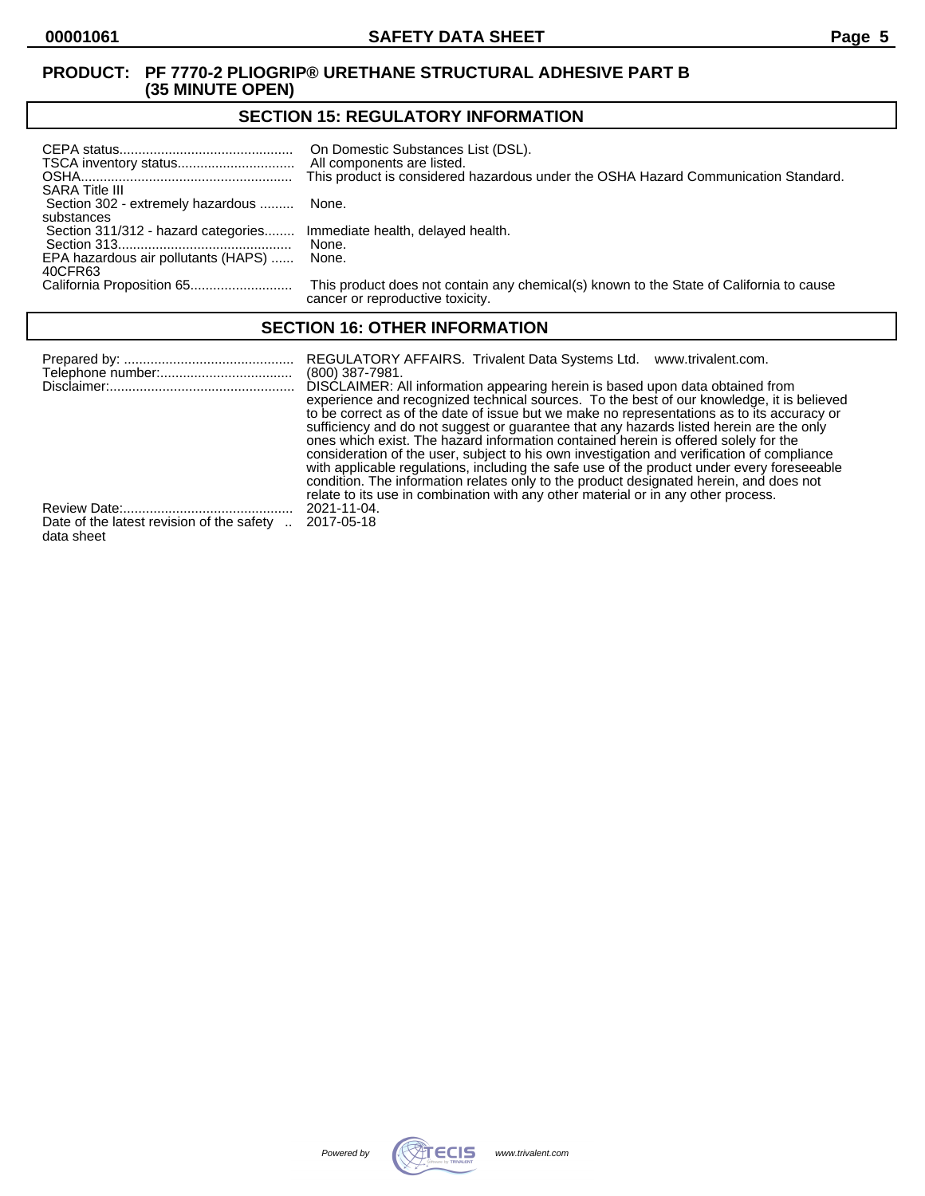**PRODUCT: PF 7770-2 PLIOGRIP® URETHANE STRUCTURAL ADHESIVE PART B (35 MINUTE OPEN)**

## SECTION 15: REGULATORY INFORMATION

| | |
|---|---|
| CEPA status | On Domestic Substances List (DSL). |
| TSCA inventory status | All components are listed. |
| OSHA | This product is considered hazardous under the OSHA Hazard Communication Standard. |
| SARA Title III | |
| Section 302 - extremely hazardous substances | None. |
| Section 311/312 - hazard categories | Immediate health, delayed health. |
| Section 313 | None. |
| EPA hazardous air pollutants (HAPS) 40CFR63 | None. |
| California Proposition 65 | This product does not contain any chemical(s) known to the State of California to cause cancer or reproductive toxicity. |

## SECTION 16: OTHER INFORMATION

| | |
|---|---|
| Prepared by: | REGULATORY AFFAIRS. Trivalent Data Systems Ltd. www.trivalent.com. |
| Telephone number: | (800) 387-7981. |
| Disclaimer: | DISCLAIMER: All information appearing herein is based upon data obtained from experience and recognized technical sources. To the best of our knowledge, it is believed to be correct as of the date of issue but we make no representations as to its accuracy or sufficiency and do not suggest or guarantee that any hazards listed herein are the only ones which exist. The hazard information contained herein is offered solely for the consideration of the user, subject to his own investigation and verification of compliance with applicable regulations, including the safe use of the product under every foreseeable condition. The information relates only to the product designated herein, and does not relate to its use in combination with any other material or in any other process. |
| Review Date: | 2021-11-04. |
| Date of the latest revision of the safety data sheet | 2017-05-18 |